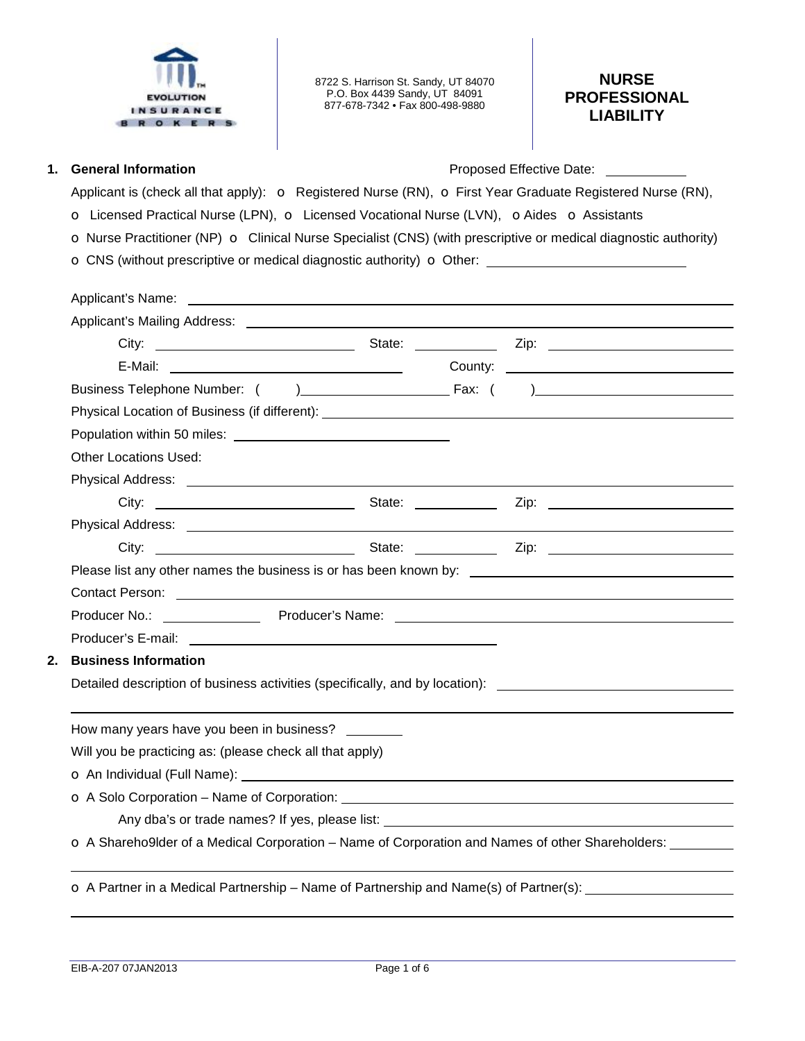EVOLUTION INSURANCE BROKERS

8722 S. Harrison St. Sandy, UT 84070
P.O. Box 4439 Sandy, UT 84091
877-678-7342 • Fax 800-498-9880

# NURSE PROFESSIONAL LIABILITY

## 1. General Information

Proposed Effective Date: ___________

Applicant is (check all that apply): o Registered Nurse (RN), o First Year Graduate Registered Nurse (RN), o Licensed Practical Nurse (LPN), o Licensed Vocational Nurse (LVN), o Aides o Assistants o Nurse Practitioner (NP) o Clinical Nurse Specialist (CNS) (with prescriptive or medical diagnostic authority) o CNS (without prescriptive or medical diagnostic authority) o Other: ___________________________

Applicant's Name: ___________________________

Applicant's Mailing Address: ___________________________

City: ___________________________ State: ___________ Zip: ___________________________

E-Mail: ___________________________ County: ___________________________

Business Telephone Number: ( ) ___________________ Fax: ( ) ___________________

Physical Location of Business (if different): ___________________________

Population within 50 miles: ___________________________

Other Locations Used:

Physical Address: ___________________________

City: ___________________________ State: ___________ Zip: ___________________________

Physical Address: ___________________________

City: ___________________________ State: ___________ Zip: ___________________________

Please list any other names the business is or has been known by: ___________________________

Contact Person: ___________________________

Producer No.: _____________ Producer's Name: ___________________________

Producer's E-mail: ___________________________

## 2. Business Information

Detailed description of business activities (specifically, and by location): ___________________________

___________________________

How many years have you been in business? ________

Will you be practicing as: (please check all that apply)

o An Individual (Full Name): ___________________________

o A Solo Corporation – Name of Corporation: ___________________________

Any dba's or trade names? If yes, please list: ___________________________

o A Shareho9lder of a Medical Corporation – Name of Corporation and Names of other Shareholders: _________

___________________________

o A Partner in a Medical Partnership – Name of Partnership and Name(s) of Partner(s): ___________________

___________________________

EIB-A-207 07JAN2013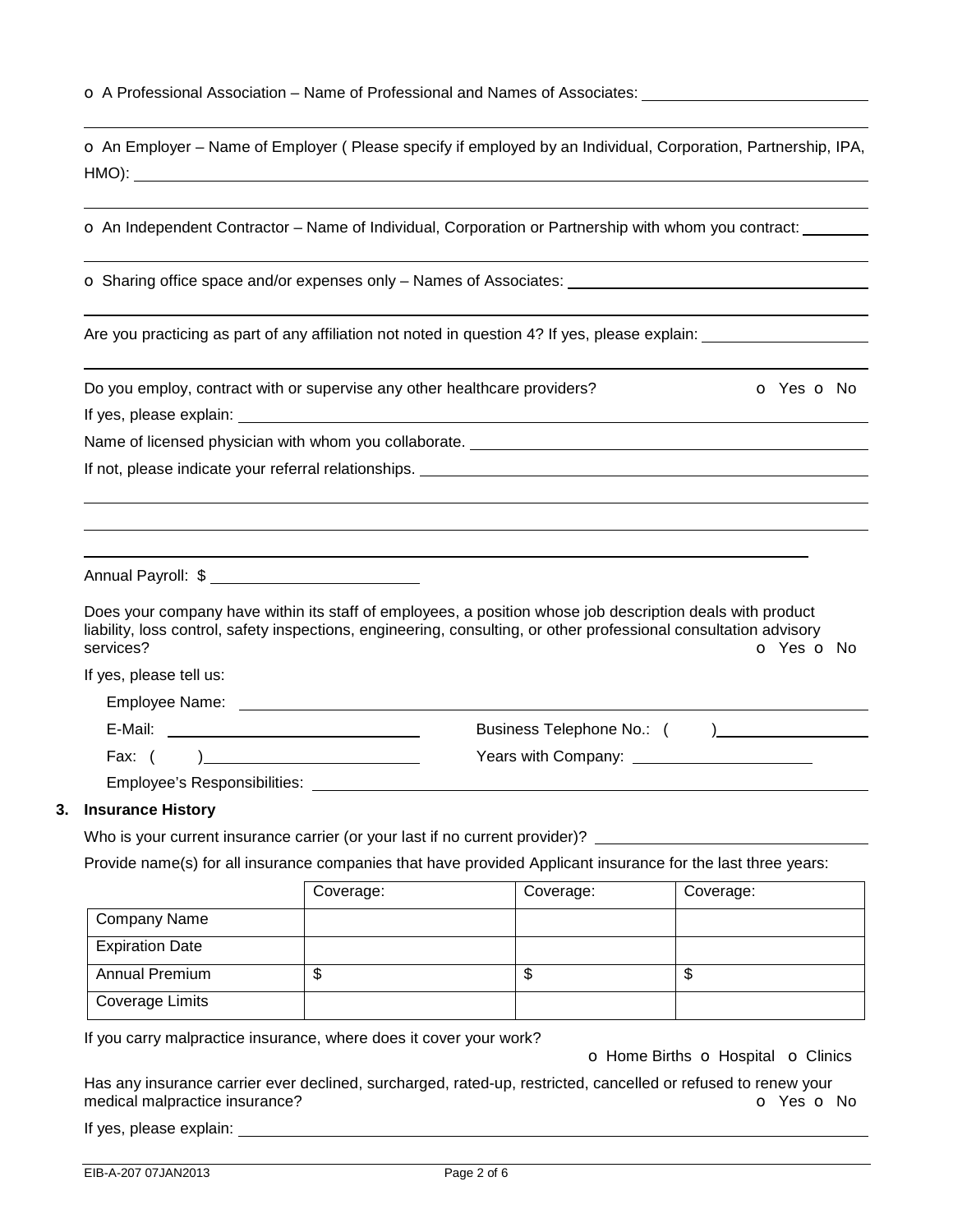o A Professional Association – Name of Professional and Names of Associates: ___________________________

o An Employer – Name of Employer ( Please specify if employed by an Individual, Corporation, Partnership, IPA, HMO): ___________________________

o An Independent Contractor – Name of Individual, Corporation or Partnership with whom you contract: ________

o Sharing office space and/or expenses only – Names of Associates: ___________________________

Are you practicing as part of any affiliation not noted in question 4? If yes, please explain: ___________________

Do you employ, contract with or supervise any other healthcare providers? o Yes o No

If yes, please explain: ___________________________

Name of licensed physician with whom you collaborate. ___________________________

If not, please indicate your referral relationships. ___________________________

Annual Payroll: $ ______________________

Does your company have within its staff of employees, a position whose job description deals with product liability, loss control, safety inspections, engineering, consulting, or other professional consultation advisory services? o Yes o No

If yes, please tell us:

Employee Name: ___________________________

E-Mail: ___________________________ Business Telephone No.: ( ) ___________________

Fax: ( ) ___________________________ Years with Company: ___________________

Employee's Responsibilities: ___________________________

## 3. Insurance History

Who is your current insurance carrier (or your last if no current provider)? ___________________________

Provide name(s) for all insurance companies that have provided Applicant insurance for the last three years:

| | Coverage: | Coverage: | Coverage: |
|---|---|---|---|
| Company Name | | | |
| Expiration Date | | | |
| Annual Premium | $ | $ | $ |
| Coverage Limits | | | |

If you carry malpractice insurance, where does it cover your work?

o Home Births o Hospital o Clinics

Has any insurance carrier ever declined, surcharged, rated-up, restricted, cancelled or refused to renew your medical malpractice insurance? o Yes o No

If yes, please explain: ___________________________

EIB-A-207 07JAN2013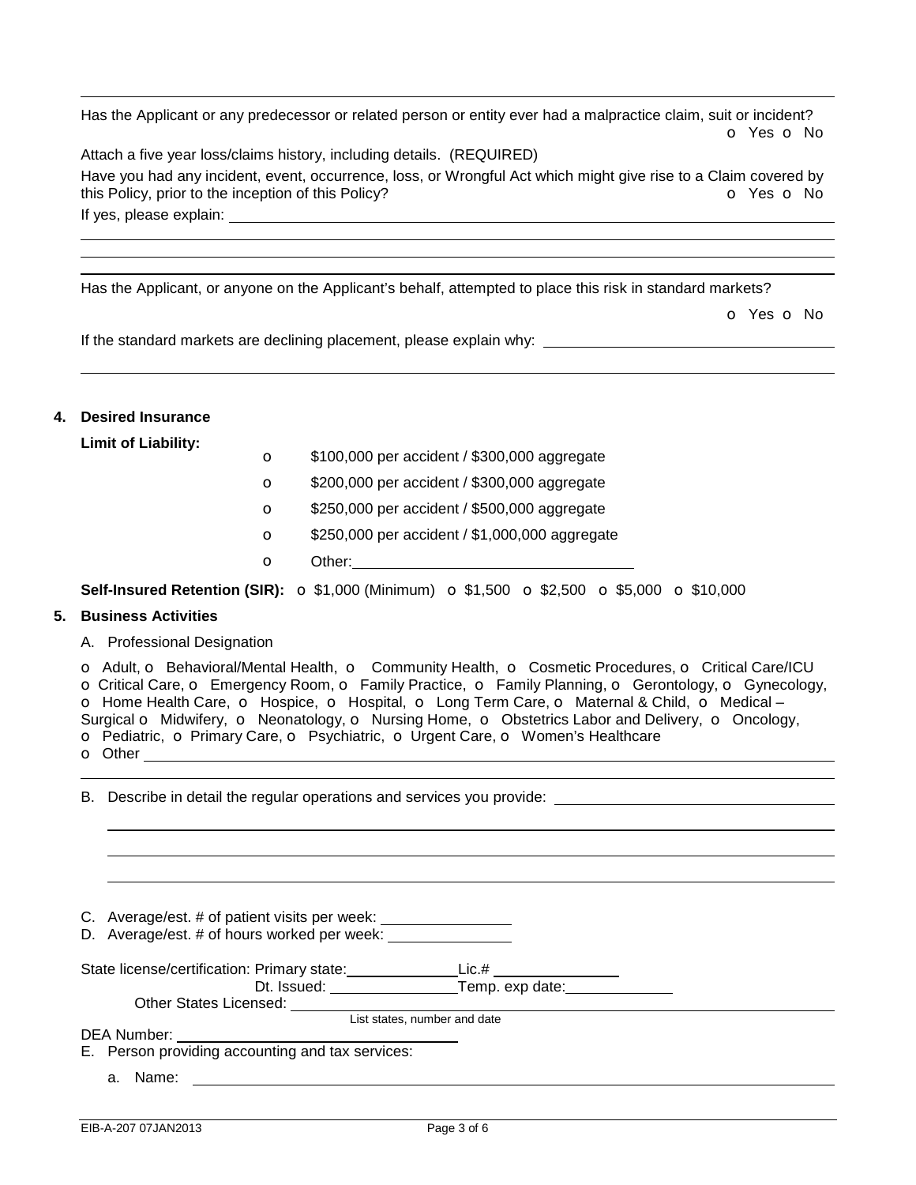Has the Applicant or any predecessor or related person or entity ever had a malpractice claim, suit or incident?
o Yes o No

Attach a five year loss/claims history, including details. (REQUIRED)

Have you had any incident, event, occurrence, loss, or Wrongful Act which might give rise to a Claim covered by this Policy, prior to the inception of this Policy? o Yes o No

If yes, please explain: ______________________________

Has the Applicant, or anyone on the Applicant's behalf, attempted to place this risk in standard markets?

o Yes o No

If the standard markets are declining placement, please explain why: ______________________________

## 4. Desired Insurance

**Limit of Liability:**

- o $100,000 per accident / $300,000 aggregate
- o $200,000 per accident / $300,000 aggregate
- o $250,000 per accident / $500,000 aggregate
- o $250,000 per accident / $1,000,000 aggregate
- o Other: ______________________________

**Self-Insured Retention (SIR):** o $1,000 (Minimum) o $1,500 o $2,500 o $5,000 o $10,000

## 5. Business Activities

A. Professional Designation

o Adult, o Behavioral/Mental Health, o Community Health, o Cosmetic Procedures, o Critical Care/ICU o Critical Care, o Emergency Room, o Family Practice, o Family Planning, o Gerontology, o Gynecology, o Home Health Care, o Hospice, o Hospital, o Long Term Care, o Maternal & Child, o Medical – Surgical o Midwifery, o Neonatology, o Nursing Home, o Obstetrics Labor and Delivery, o Oncology, o Pediatric, o Primary Care, o Psychiatric, o Urgent Care, o Women's Healthcare
o Other ______________________________

B. Describe in detail the regular operations and services you provide: ______________________________

C. Average/est. # of patient visits per week: ______________

D. Average/est. # of hours worked per week: ______________

State license/certification: Primary state: ____________ Lic.# ______________
Dt. Issued: ______________ Temp. exp date: ____________
Other States Licensed: ______________________________
List states, number and date

DEA Number: ______________________________

E. Person providing accounting and tax services:

a. Name: ______________________________

EIB-A-207 07JAN2013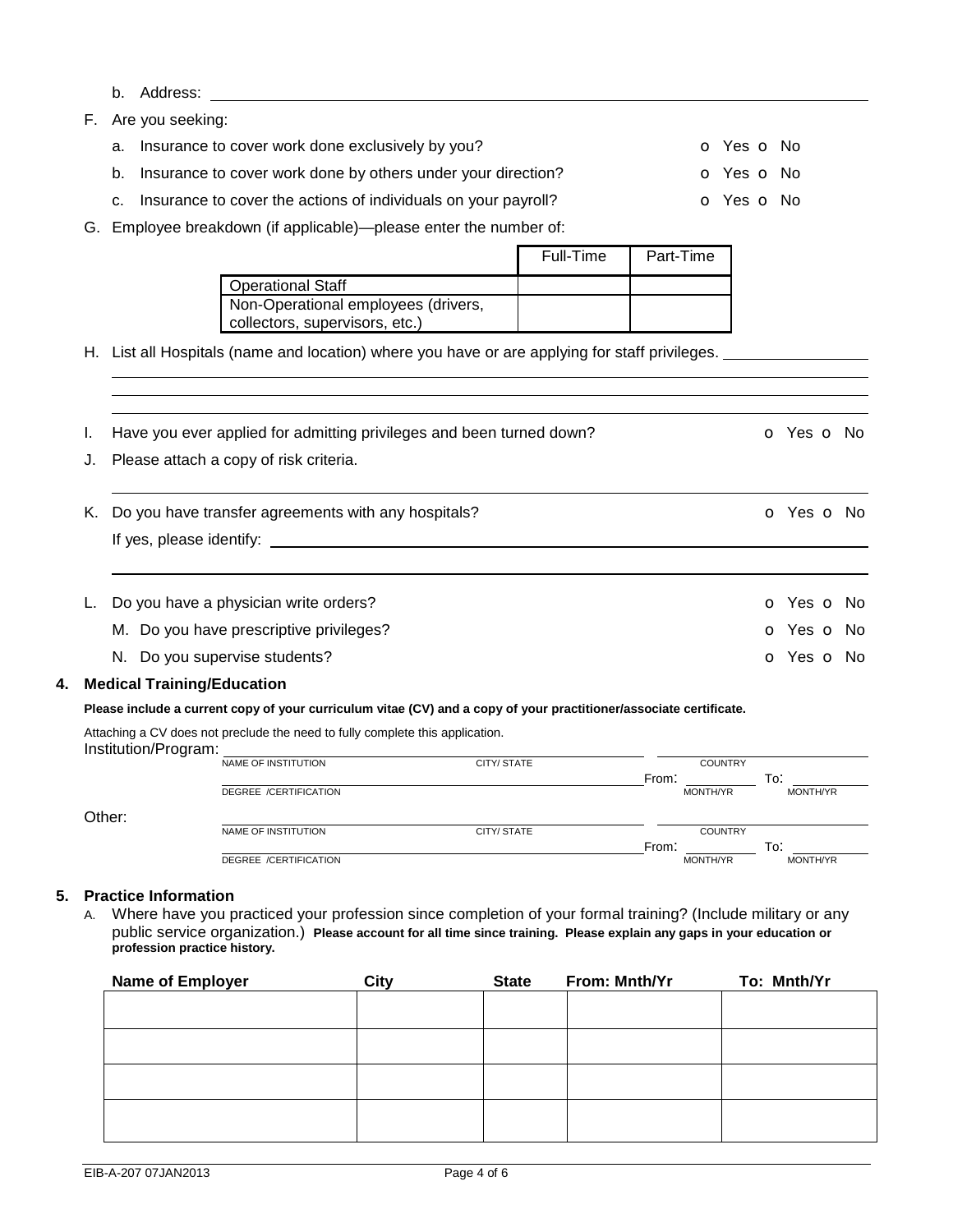b. Address: ____________________________________________

F. Are you seeking:

a. Insurance to cover work done exclusively by you? o Yes o No

b. Insurance to cover work done by others under your direction? o Yes o No

c. Insurance to cover the actions of individuals on your payroll? o Yes o No

G. Employee breakdown (if applicable)—please enter the number of:

| | Full-Time | Part-Time |
|---|---|---|
| Operational Staff | | |
| Non-Operational employees (drivers, collectors, supervisors, etc.) | | |

H. List all Hospitals (name and location) where you have or are applying for staff privileges. ____________________

I. Have you ever applied for admitting privileges and been turned down? o Yes o No

J. Please attach a copy of risk criteria.

K. Do you have transfer agreements with any hospitals? o Yes o No

If yes, please identify: ____________________________________________

L. Do you have a physician write orders? o Yes o No

M. Do you have prescriptive privileges? o Yes o No

N. Do you supervise students? o Yes o No

## 4. Medical Training/Education

**Please include a current copy of your curriculum vitae (CV) and a copy of your practitioner/associate certificate.**

Attaching a CV does not preclude the need to fully complete this application.

Institution/Program: ____________________ ____________________ ____________________
NAME OF INSTITUTION CITY/ STATE COUNTRY

____________________ From: __________ To: __________
DEGREE /CERTIFICATION MONTH/YR MONTH/YR

Other: ____________________ ____________________ ____________________
NAME OF INSTITUTION CITY/ STATE COUNTRY

____________________ From: __________ To: __________
DEGREE /CERTIFICATION MONTH/YR MONTH/YR

## 5. Practice Information

A. Where have you practiced your profession since completion of your formal training? (Include military or any public service organization.) **Please account for all time since training. Please explain any gaps in your education or profession practice history.**

| Name of Employer | City | State | From: Mnth/Yr | To: Mnth/Yr |
|---|---|---|---|---|
| | | | | |
| | | | | |
| | | | | |
| | | | | |

EIB-A-207 07JAN2013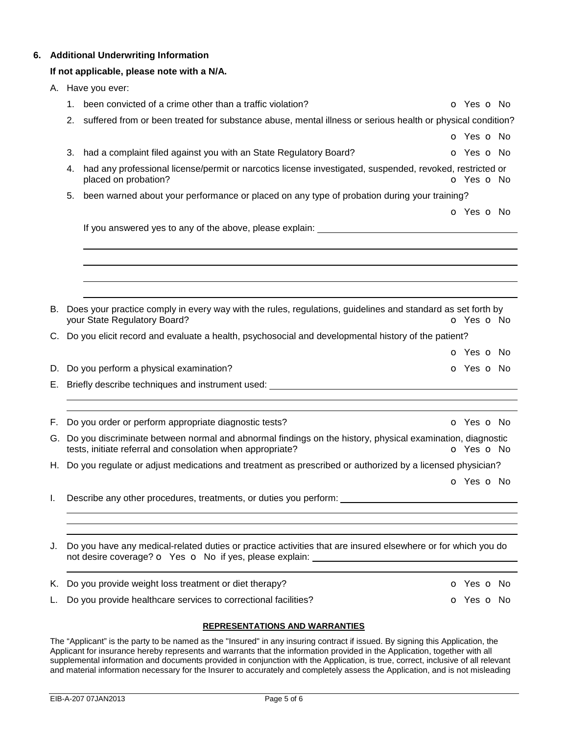## 6. Additional Underwriting Information

**If not applicable, please note with a N/A.**

A. Have you ever:

1. been convicted of a crime other than a traffic violation? o Yes o No
2. suffered from or been treated for substance abuse, mental illness or serious health or physical condition? o Yes o No
3. had a complaint filed against you with an State Regulatory Board? o Yes o No
4. had any professional license/permit or narcotics license investigated, suspended, revoked, restricted or placed on probation? o Yes o No
5. been warned about your performance or placed on any type of probation during your training? o Yes o No

If you answered yes to any of the above, please explain: ______________________________

______________________________

______________________________

______________________________

______________________________

B. Does your practice comply in every way with the rules, regulations, guidelines and standard as set forth by your State Regulatory Board? o Yes o No

C. Do you elicit record and evaluate a health, psychosocial and developmental history of the patient? o Yes o No

D. Do you perform a physical examination? o Yes o No

E. Briefly describe techniques and instrument used: ______________________________

______________________________

______________________________

F. Do you order or perform appropriate diagnostic tests? o Yes o No

G. Do you discriminate between normal and abnormal findings on the history, physical examination, diagnostic tests, initiate referral and consolation when appropriate? o Yes o No

H. Do you regulate or adjust medications and treatment as prescribed or authorized by a licensed physician? o Yes o No

I. Describe any other procedures, treatments, or duties you perform: ______________________________

______________________________

______________________________

______________________________

J. Do you have any medical-related duties or practice activities that are insured elsewhere or for which you do not desire coverage? o Yes o No if yes, please explain: ______________________________

______________________________

K. Do you provide weight loss treatment or diet therapy? o Yes o No

L. Do you provide healthcare services to correctional facilities? o Yes o No

**REPRESENTATIONS AND WARRANTIES**

The "Applicant" is the party to be named as the "Insured" in any insuring contract if issued. By signing this Application, the Applicant for insurance hereby represents and warrants that the information provided in the Application, together with all supplemental information and documents provided in conjunction with the Application, is true, correct, inclusive of all relevant and material information necessary for the Insurer to accurately and completely assess the Application, and is not misleading

EIB-A-207 07JAN2013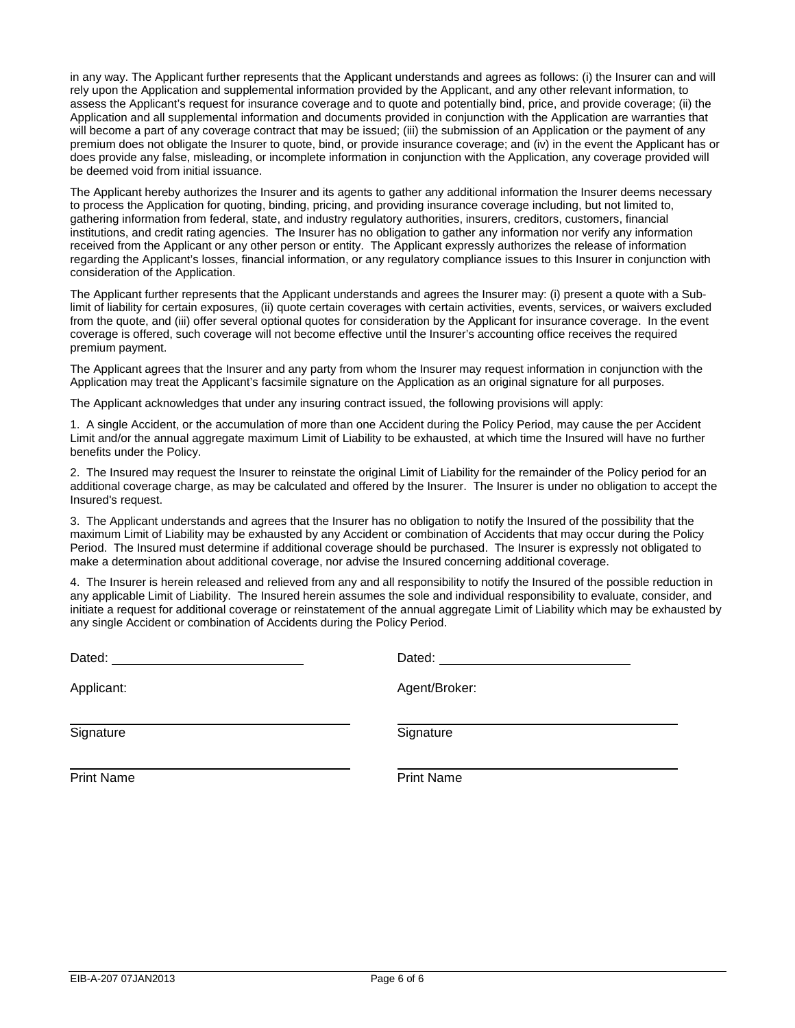in any way. The Applicant further represents that the Applicant understands and agrees as follows: (i) the Insurer can and will rely upon the Application and supplemental information provided by the Applicant, and any other relevant information, to assess the Applicant's request for insurance coverage and to quote and potentially bind, price, and provide coverage; (ii) the Application and all supplemental information and documents provided in conjunction with the Application are warranties that will become a part of any coverage contract that may be issued; (iii) the submission of an Application or the payment of any premium does not obligate the Insurer to quote, bind, or provide insurance coverage; and (iv) in the event the Applicant has or does provide any false, misleading, or incomplete information in conjunction with the Application, any coverage provided will be deemed void from initial issuance.

The Applicant hereby authorizes the Insurer and its agents to gather any additional information the Insurer deems necessary to process the Application for quoting, binding, pricing, and providing insurance coverage including, but not limited to, gathering information from federal, state, and industry regulatory authorities, insurers, creditors, customers, financial institutions, and credit rating agencies. The Insurer has no obligation to gather any information nor verify any information received from the Applicant or any other person or entity. The Applicant expressly authorizes the release of information regarding the Applicant's losses, financial information, or any regulatory compliance issues to this Insurer in conjunction with consideration of the Application.

The Applicant further represents that the Applicant understands and agrees the Insurer may: (i) present a quote with a Sub-limit of liability for certain exposures, (ii) quote certain coverages with certain activities, events, services, or waivers excluded from the quote, and (iii) offer several optional quotes for consideration by the Applicant for insurance coverage. In the event coverage is offered, such coverage will not become effective until the Insurer's accounting office receives the required premium payment.

The Applicant agrees that the Insurer and any party from whom the Insurer may request information in conjunction with the Application may treat the Applicant's facsimile signature on the Application as an original signature for all purposes.

The Applicant acknowledges that under any insuring contract issued, the following provisions will apply:

1. A single Accident, or the accumulation of more than one Accident during the Policy Period, may cause the per Accident Limit and/or the annual aggregate maximum Limit of Liability to be exhausted, at which time the Insured will have no further benefits under the Policy.

2. The Insured may request the Insurer to reinstate the original Limit of Liability for the remainder of the Policy period for an additional coverage charge, as may be calculated and offered by the Insurer. The Insurer is under no obligation to accept the Insured's request.

3. The Applicant understands and agrees that the Insurer has no obligation to notify the Insured of the possibility that the maximum Limit of Liability may be exhausted by any Accident or combination of Accidents that may occur during the Policy Period. The Insured must determine if additional coverage should be purchased. The Insurer is expressly not obligated to make a determination about additional coverage, nor advise the Insured concerning additional coverage.

4. The Insurer is herein released and relieved from any and all responsibility to notify the Insured of the possible reduction in any applicable Limit of Liability. The Insured herein assumes the sole and individual responsibility to evaluate, consider, and initiate a request for additional coverage or reinstatement of the annual aggregate Limit of Liability which may be exhausted by any single Accident or combination of Accidents during the Policy Period.

Dated: ______________________ Dated: ______________________

Applicant: Agent/Broker:

______________________________ ______________________________
Signature Signature

______________________________ ______________________________
Print Name Print Name

EIB-A-207 07JAN2013